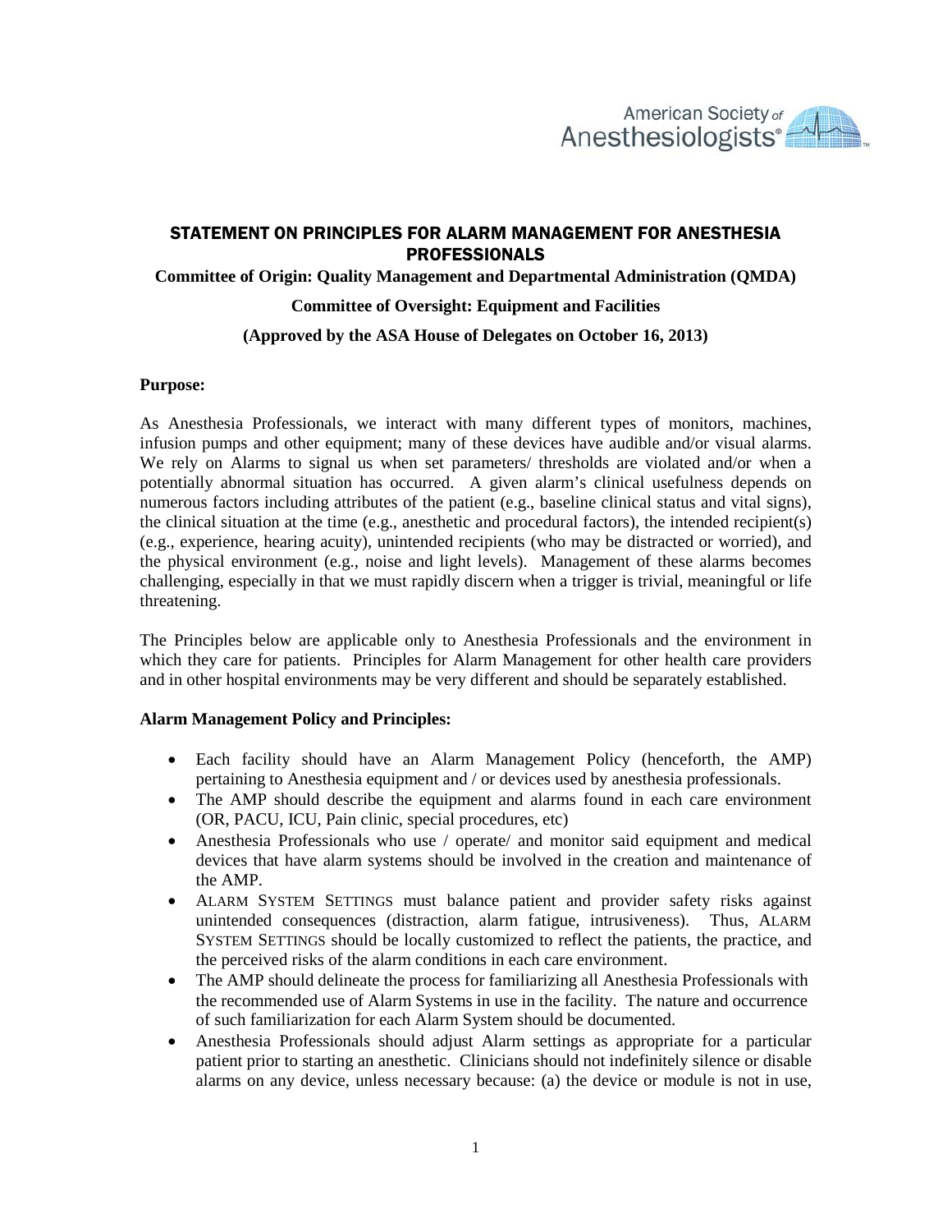# STATEMENT ON PRINCIPLES FOR ALARM MANAGEMENT FOR ANESTHESIA PROFESSIONALS

**Committee of Origin: Quality Management and Departmental Administration (QMDA)**

**Committee of Oversight: Equipment and Facilities**

**(Approved by the ASA House of Delegates on October 16, 2013)**

**Purpose:**

As Anesthesia Professionals, we interact with many different types of monitors, machines, infusion pumps and other equipment; many of these devices have audible and/or visual alarms. We rely on Alarms to signal us when set parameters/ thresholds are violated and/or when a potentially abnormal situation has occurred. A given alarm's clinical usefulness depends on numerous factors including attributes of the patient (e.g., baseline clinical status and vital signs), the clinical situation at the time (e.g., anesthetic and procedural factors), the intended recipient(s) (e.g., experience, hearing acuity), unintended recipients (who may be distracted or worried), and the physical environment (e.g., noise and light levels). Management of these alarms becomes challenging, especially in that we must rapidly discern when a trigger is trivial, meaningful or life threatening.

The Principles below are applicable only to Anesthesia Professionals and the environment in which they care for patients. Principles for Alarm Management for other health care providers and in other hospital environments may be very different and should be separately established.

**Alarm Management Policy and Principles:**

- Each facility should have an Alarm Management Policy (henceforth, the AMP) pertaining to Anesthesia equipment and / or devices used by anesthesia professionals.
- The AMP should describe the equipment and alarms found in each care environment (OR, PACU, ICU, Pain clinic, special procedures, etc)
- Anesthesia Professionals who use / operate/ and monitor said equipment and medical devices that have alarm systems should be involved in the creation and maintenance of the AMP.
- ALARM SYSTEM SETTINGS must balance patient and provider safety risks against unintended consequences (distraction, alarm fatigue, intrusiveness). Thus, ALARM SYSTEM SETTINGS should be locally customized to reflect the patients, the practice, and the perceived risks of the alarm conditions in each care environment.
- The AMP should delineate the process for familiarizing all Anesthesia Professionals with the recommended use of Alarm Systems in use in the facility. The nature and occurrence of such familiarization for each Alarm System should be documented.
- Anesthesia Professionals should adjust Alarm settings as appropriate for a particular patient prior to starting an anesthetic. Clinicians should not indefinitely silence or disable alarms on any device, unless necessary because: (a) the device or module is not in use,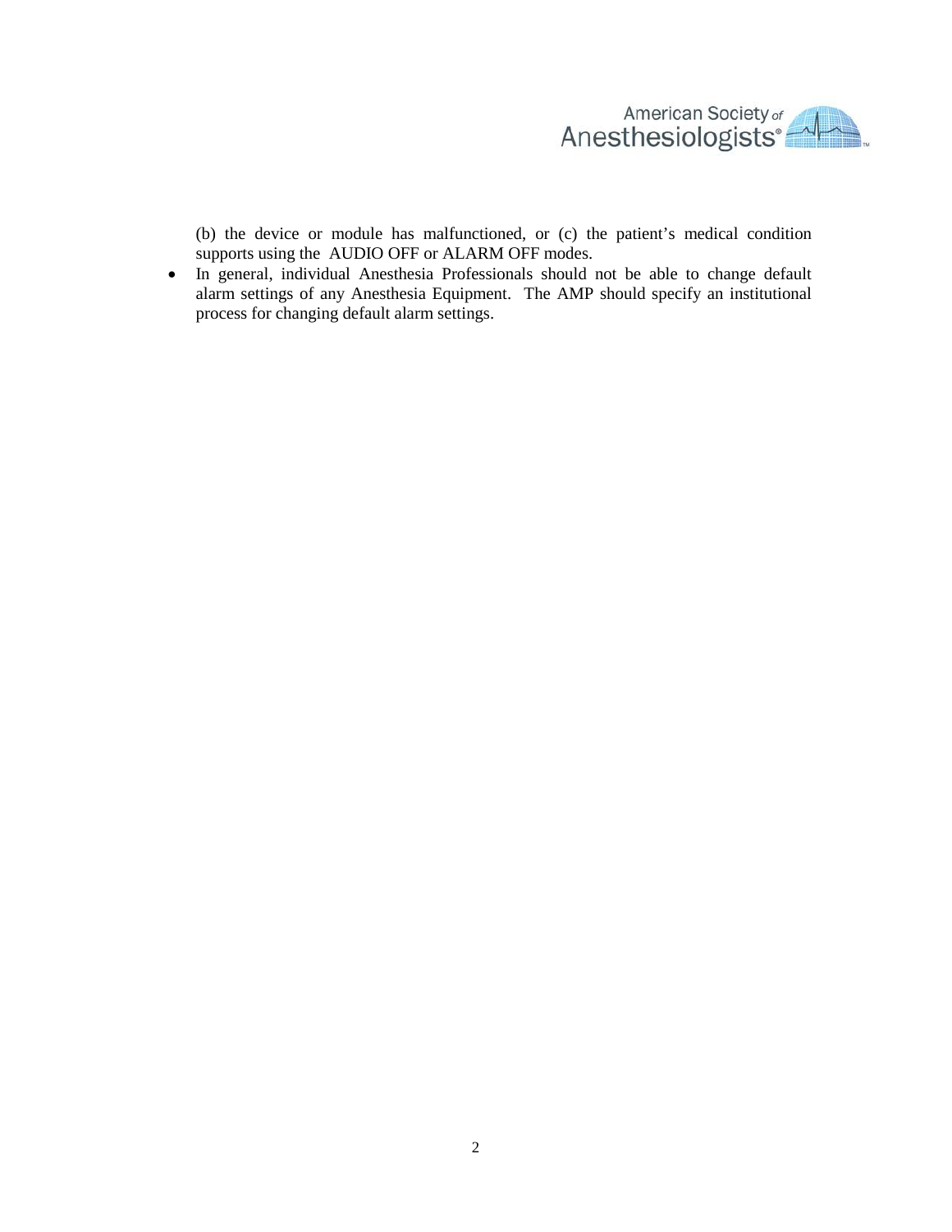(b) the device or module has malfunctioned, or (c) the patient's medical condition supports using the AUDIO OFF or ALARM OFF modes.

- In general, individual Anesthesia Professionals should not be able to change default alarm settings of any Anesthesia Equipment. The AMP should specify an institutional process for changing default alarm settings.